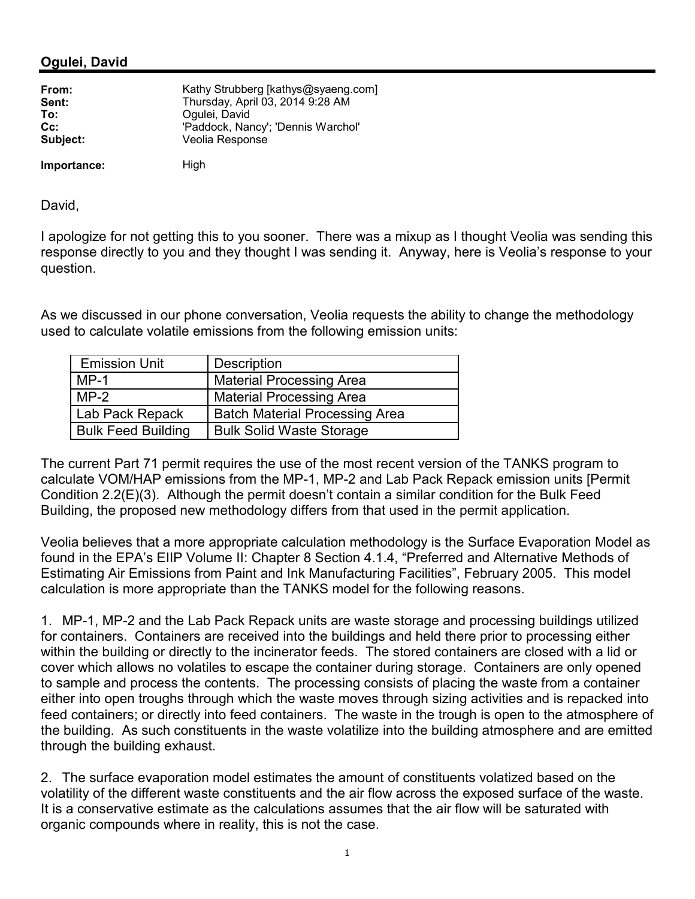## Ogulei, David

| | |
|---|---|
| **From:** | Kathy Strubberg [kathys@syaeng.com] |
| **Sent:** | Thursday, April 03, 2014 9:28 AM |
| **To:** | Ogulei, David |
| **Cc:** | 'Paddock, Nancy'; 'Dennis Warchol' |
| **Subject:** | Veolia Response |
| **Importance:** | High |

David,

I apologize for not getting this to you sooner. There was a mixup as I thought Veolia was sending this response directly to you and they thought I was sending it. Anyway, here is Veolia's response to your question.

As we discussed in our phone conversation, Veolia requests the ability to change the methodology used to calculate volatile emissions from the following emission units:

| Emission Unit | Description |
|---|---|
| MP-1 | Material Processing Area |
| MP-2 | Material Processing Area |
| Lab Pack Repack | Batch Material Processing Area |
| Bulk Feed Building | Bulk Solid Waste Storage |

The current Part 71 permit requires the use of the most recent version of the TANKS program to calculate VOM/HAP emissions from the MP-1, MP-2 and Lab Pack Repack emission units [Permit Condition 2.2(E)(3). Although the permit doesn't contain a similar condition for the Bulk Feed Building, the proposed new methodology differs from that used in the permit application.

Veolia believes that a more appropriate calculation methodology is the Surface Evaporation Model as found in the EPA's EIIP Volume II: Chapter 8 Section 4.1.4, "Preferred and Alternative Methods of Estimating Air Emissions from Paint and Ink Manufacturing Facilities", February 2005. This model calculation is more appropriate than the TANKS model for the following reasons.

1. MP-1, MP-2 and the Lab Pack Repack units are waste storage and processing buildings utilized for containers. Containers are received into the buildings and held there prior to processing either within the building or directly to the incinerator feeds. The stored containers are closed with a lid or cover which allows no volatiles to escape the container during storage. Containers are only opened to sample and process the contents. The processing consists of placing the waste from a container either into open troughs through which the waste moves through sizing activities and is repacked into feed containers; or directly into feed containers. The waste in the trough is open to the atmosphere of the building. As such constituents in the waste volatilize into the building atmosphere and are emitted through the building exhaust.

2. The surface evaporation model estimates the amount of constituents volatized based on the volatility of the different waste constituents and the air flow across the exposed surface of the waste. It is a conservative estimate as the calculations assumes that the air flow will be saturated with organic compounds where in reality, this is not the case.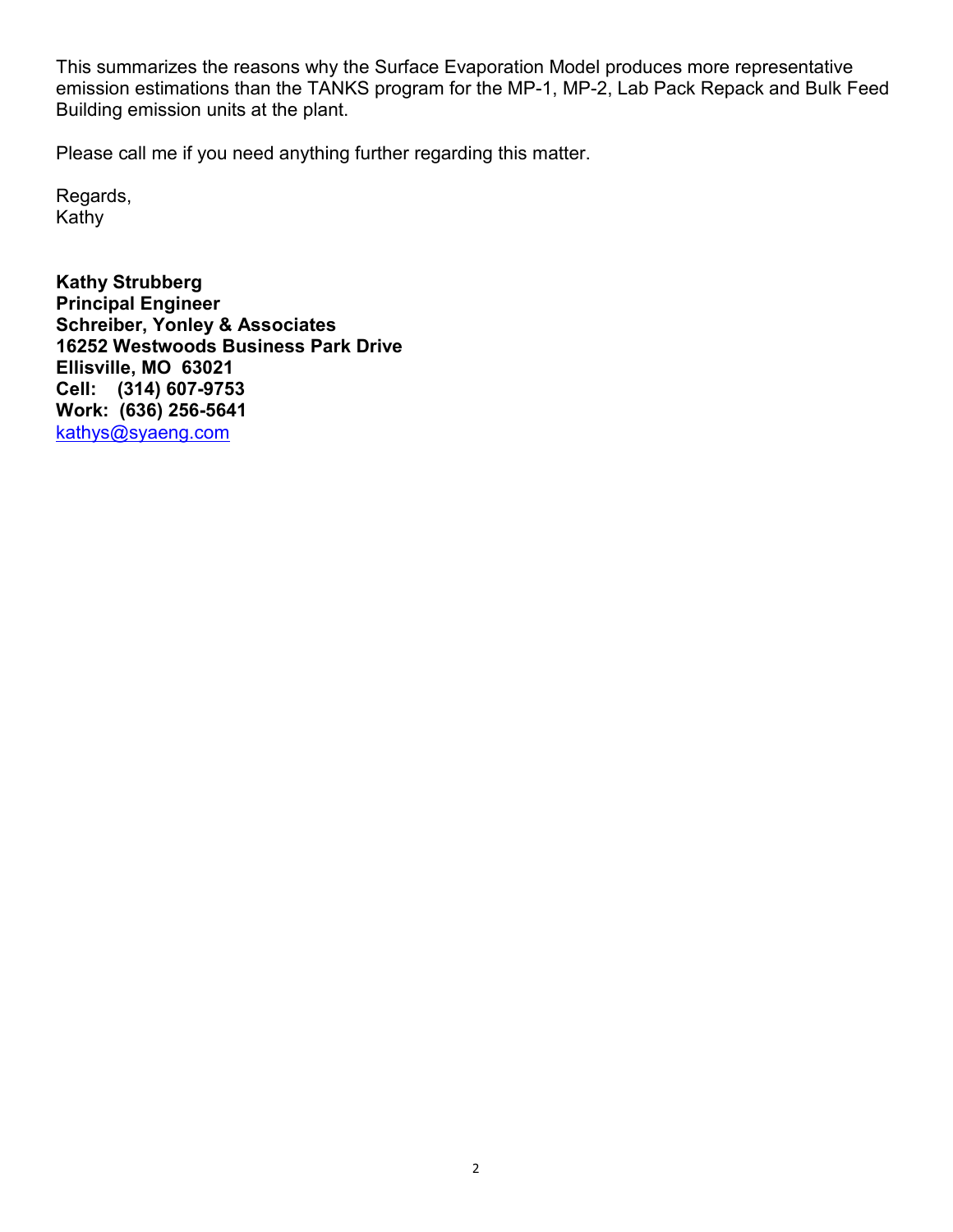This summarizes the reasons why the Surface Evaporation Model produces more representative emission estimations than the TANKS program for the MP-1, MP-2, Lab Pack Repack and Bulk Feed Building emission units at the plant.

Please call me if you need anything further regarding this matter.

Regards,
Kathy

**Kathy Strubberg**
**Principal Engineer**
**Schreiber, Yonley & Associates**
**16252 Westwoods Business Park Drive**
**Ellisville, MO 63021**
**Cell: (314) 607-9753**
**Work: (636) 256-5641**
kathys@syaeng.com